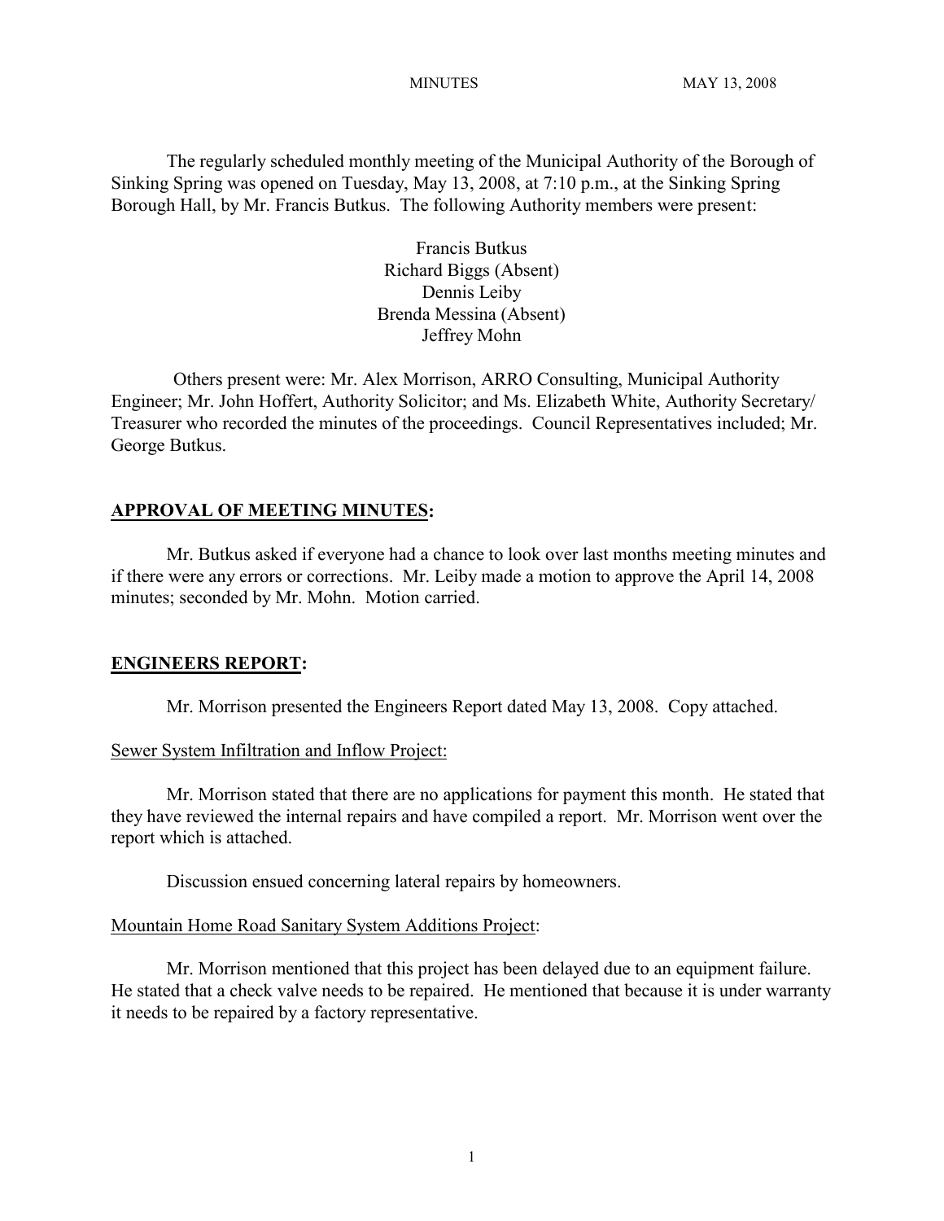MINUTES MAY 13, 2008

The regularly scheduled monthly meeting of the Municipal Authority of the Borough of Sinking Spring was opened on Tuesday, May 13, 2008, at 7:10 p.m., at the Sinking Spring Borough Hall, by Mr. Francis Butkus. The following Authority members were present:

Francis Butkus
Richard Biggs (Absent)
Dennis Leiby
Brenda Messina (Absent)
Jeffrey Mohn

Others present were: Mr. Alex Morrison, ARRO Consulting, Municipal Authority Engineer; Mr. John Hoffert, Authority Solicitor; and Ms. Elizabeth White, Authority Secretary/ Treasurer who recorded the minutes of the proceedings. Council Representatives included; Mr. George Butkus.

## APPROVAL OF MEETING MINUTES:

Mr. Butkus asked if everyone had a chance to look over last months meeting minutes and if there were any errors or corrections. Mr. Leiby made a motion to approve the April 14, 2008 minutes; seconded by Mr. Mohn. Motion carried.

## ENGINEERS REPORT:

Mr. Morrison presented the Engineers Report dated May 13, 2008. Copy attached.

### Sewer System Infiltration and Inflow Project:

Mr. Morrison stated that there are no applications for payment this month. He stated that they have reviewed the internal repairs and have compiled a report. Mr. Morrison went over the report which is attached.

Discussion ensued concerning lateral repairs by homeowners.

### Mountain Home Road Sanitary System Additions Project:

Mr. Morrison mentioned that this project has been delayed due to an equipment failure. He stated that a check valve needs to be repaired. He mentioned that because it is under warranty it needs to be repaired by a factory representative.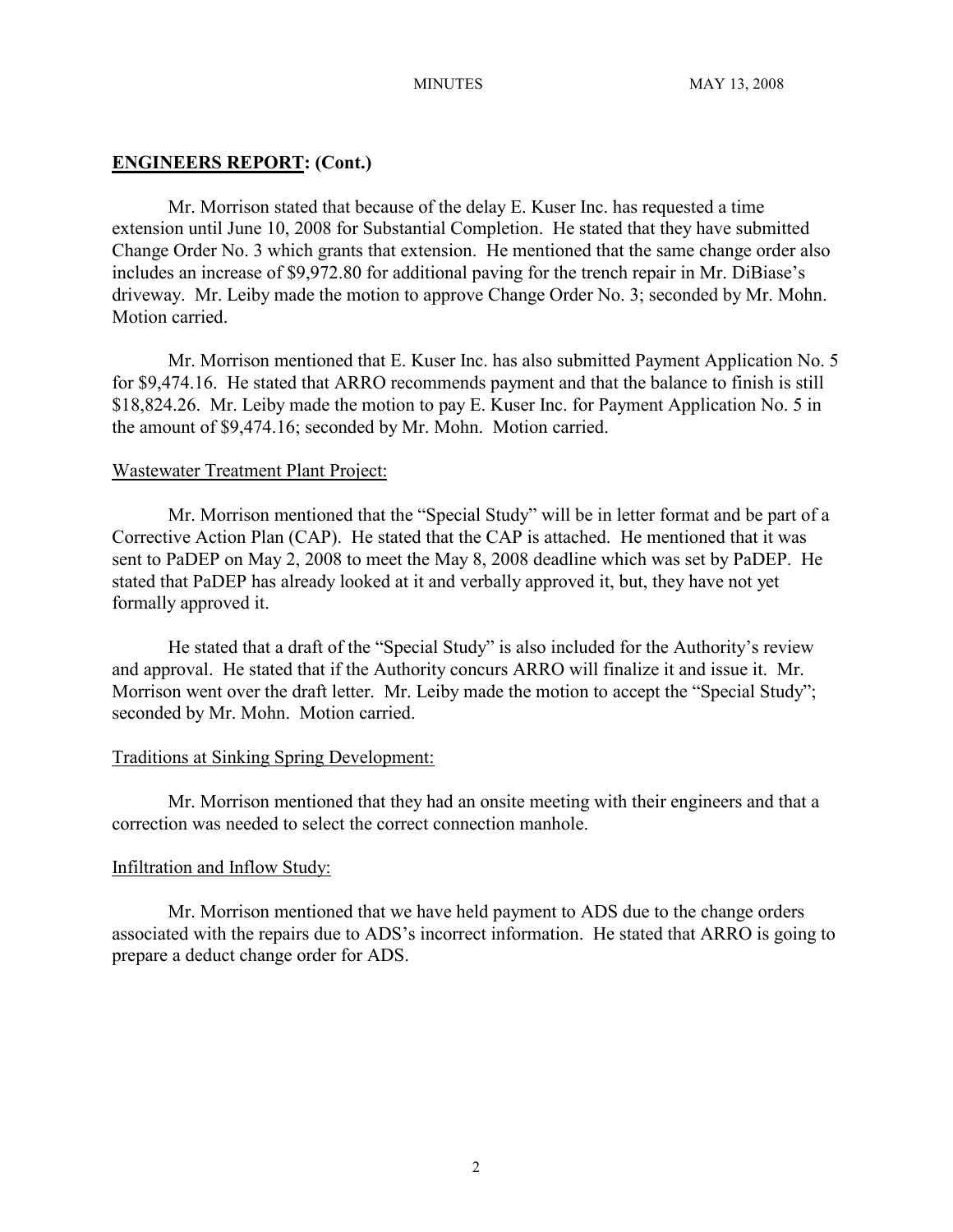## **ENGINEERS REPORT: (Cont.)**

Mr. Morrison stated that because of the delay E. Kuser Inc. has requested a time extension until June 10, 2008 for Substantial Completion. He stated that they have submitted Change Order No. 3 which grants that extension. He mentioned that the same change order also includes an increase of $9,972.80 for additional paving for the trench repair in Mr. DiBiase's driveway. Mr. Leiby made the motion to approve Change Order No. 3; seconded by Mr. Mohn. Motion carried.

Mr. Morrison mentioned that E. Kuser Inc. has also submitted Payment Application No. 5 for $9,474.16. He stated that ARRO recommends payment and that the balance to finish is still $18,824.26. Mr. Leiby made the motion to pay E. Kuser Inc. for Payment Application No. 5 in the amount of $9,474.16; seconded by Mr. Mohn. Motion carried.

### Wastewater Treatment Plant Project:

Mr. Morrison mentioned that the "Special Study" will be in letter format and be part of a Corrective Action Plan (CAP). He stated that the CAP is attached. He mentioned that it was sent to PaDEP on May 2, 2008 to meet the May 8, 2008 deadline which was set by PaDEP. He stated that PaDEP has already looked at it and verbally approved it, but, they have not yet formally approved it.

He stated that a draft of the "Special Study" is also included for the Authority's review and approval. He stated that if the Authority concurs ARRO will finalize it and issue it. Mr. Morrison went over the draft letter. Mr. Leiby made the motion to accept the "Special Study"; seconded by Mr. Mohn. Motion carried.

### Traditions at Sinking Spring Development:

Mr. Morrison mentioned that they had an onsite meeting with their engineers and that a correction was needed to select the correct connection manhole.

### Infiltration and Inflow Study:

Mr. Morrison mentioned that we have held payment to ADS due to the change orders associated with the repairs due to ADS's incorrect information. He stated that ARRO is going to prepare a deduct change order for ADS.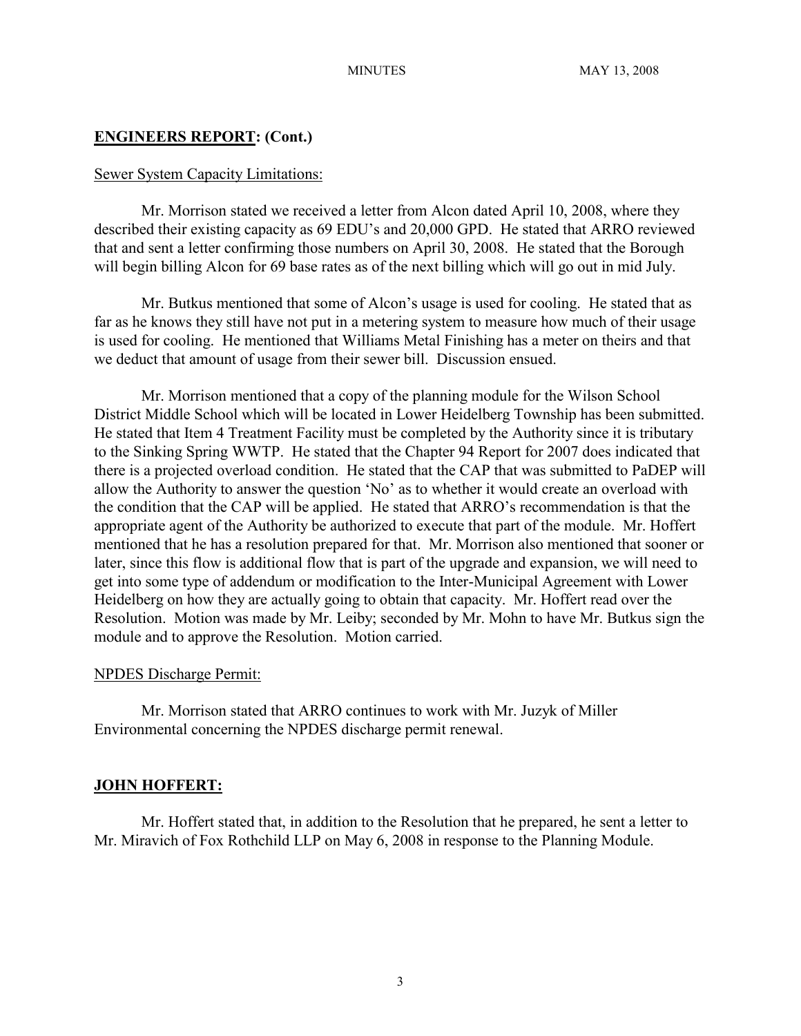## **ENGINEERS REPORT**: (Cont.)

Sewer System Capacity Limitations:

Mr. Morrison stated we received a letter from Alcon dated April 10, 2008, where they described their existing capacity as 69 EDU's and 20,000 GPD. He stated that ARRO reviewed that and sent a letter confirming those numbers on April 30, 2008. He stated that the Borough will begin billing Alcon for 69 base rates as of the next billing which will go out in mid July.

Mr. Butkus mentioned that some of Alcon's usage is used for cooling. He stated that as far as he knows they still have not put in a metering system to measure how much of their usage is used for cooling. He mentioned that Williams Metal Finishing has a meter on theirs and that we deduct that amount of usage from their sewer bill. Discussion ensued.

Mr. Morrison mentioned that a copy of the planning module for the Wilson School District Middle School which will be located in Lower Heidelberg Township has been submitted. He stated that Item 4 Treatment Facility must be completed by the Authority since it is tributary to the Sinking Spring WWTP. He stated that the Chapter 94 Report for 2007 does indicated that there is a projected overload condition. He stated that the CAP that was submitted to PaDEP will allow the Authority to answer the question 'No' as to whether it would create an overload with the condition that the CAP will be applied. He stated that ARRO's recommendation is that the appropriate agent of the Authority be authorized to execute that part of the module. Mr. Hoffert mentioned that he has a resolution prepared for that. Mr. Morrison also mentioned that sooner or later, since this flow is additional flow that is part of the upgrade and expansion, we will need to get into some type of addendum or modification to the Inter-Municipal Agreement with Lower Heidelberg on how they are actually going to obtain that capacity. Mr. Hoffert read over the Resolution. Motion was made by Mr. Leiby; seconded by Mr. Mohn to have Mr. Butkus sign the module and to approve the Resolution. Motion carried.

NPDES Discharge Permit:

Mr. Morrison stated that ARRO continues to work with Mr. Juzyk of Miller Environmental concerning the NPDES discharge permit renewal.

## **JOHN HOFFERT:**

Mr. Hoffert stated that, in addition to the Resolution that he prepared, he sent a letter to Mr. Miravich of Fox Rothchild LLP on May 6, 2008 in response to the Planning Module.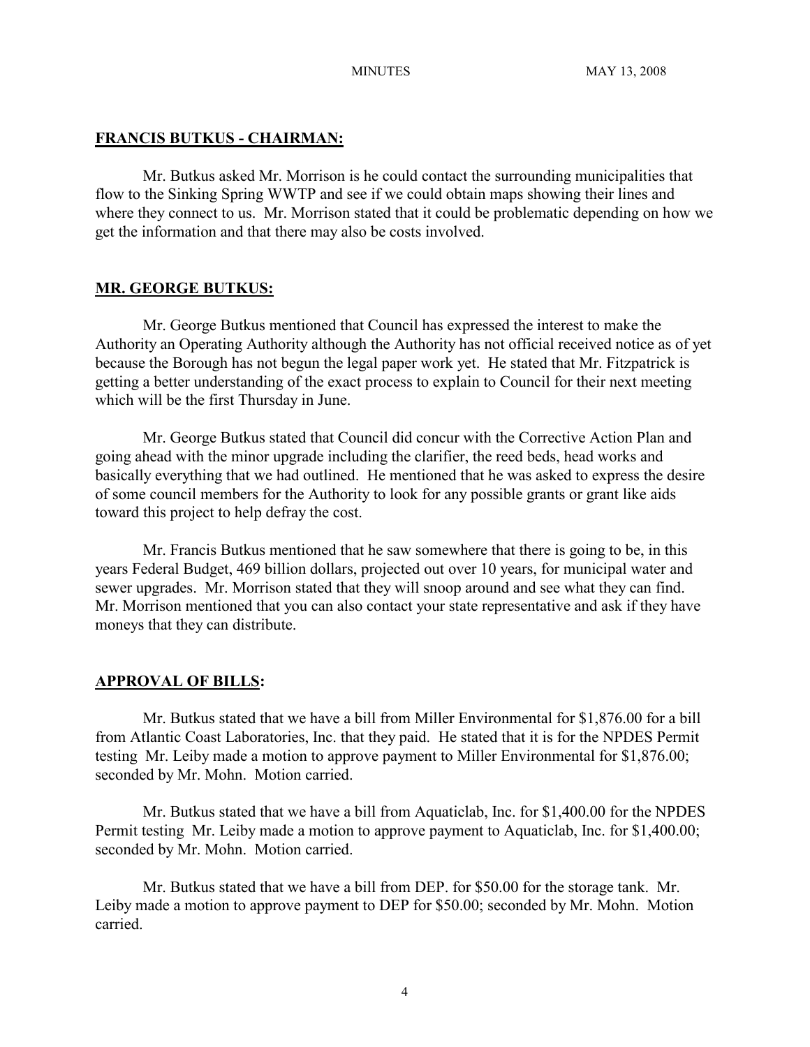## FRANCIS BUTKUS - CHAIRMAN:

Mr. Butkus asked Mr. Morrison is he could contact the surrounding municipalities that flow to the Sinking Spring WWTP and see if we could obtain maps showing their lines and where they connect to us. Mr. Morrison stated that it could be problematic depending on how we get the information and that there may also be costs involved.

## MR. GEORGE BUTKUS:

Mr. George Butkus mentioned that Council has expressed the interest to make the Authority an Operating Authority although the Authority has not official received notice as of yet because the Borough has not begun the legal paper work yet. He stated that Mr. Fitzpatrick is getting a better understanding of the exact process to explain to Council for their next meeting which will be the first Thursday in June.

Mr. George Butkus stated that Council did concur with the Corrective Action Plan and going ahead with the minor upgrade including the clarifier, the reed beds, head works and basically everything that we had outlined. He mentioned that he was asked to express the desire of some council members for the Authority to look for any possible grants or grant like aids toward this project to help defray the cost.

Mr. Francis Butkus mentioned that he saw somewhere that there is going to be, in this years Federal Budget, 469 billion dollars, projected out over 10 years, for municipal water and sewer upgrades. Mr. Morrison stated that they will snoop around and see what they can find. Mr. Morrison mentioned that you can also contact your state representative and ask if they have moneys that they can distribute.

## APPROVAL OF BILLS:

Mr. Butkus stated that we have a bill from Miller Environmental for $1,876.00 for a bill from Atlantic Coast Laboratories, Inc. that they paid. He stated that it is for the NPDES Permit testing Mr. Leiby made a motion to approve payment to Miller Environmental for $1,876.00; seconded by Mr. Mohn. Motion carried.

Mr. Butkus stated that we have a bill from Aquaticlab, Inc. for $1,400.00 for the NPDES Permit testing Mr. Leiby made a motion to approve payment to Aquaticlab, Inc. for $1,400.00; seconded by Mr. Mohn. Motion carried.

Mr. Butkus stated that we have a bill from DEP. for $50.00 for the storage tank. Mr. Leiby made a motion to approve payment to DEP for $50.00; seconded by Mr. Mohn. Motion carried.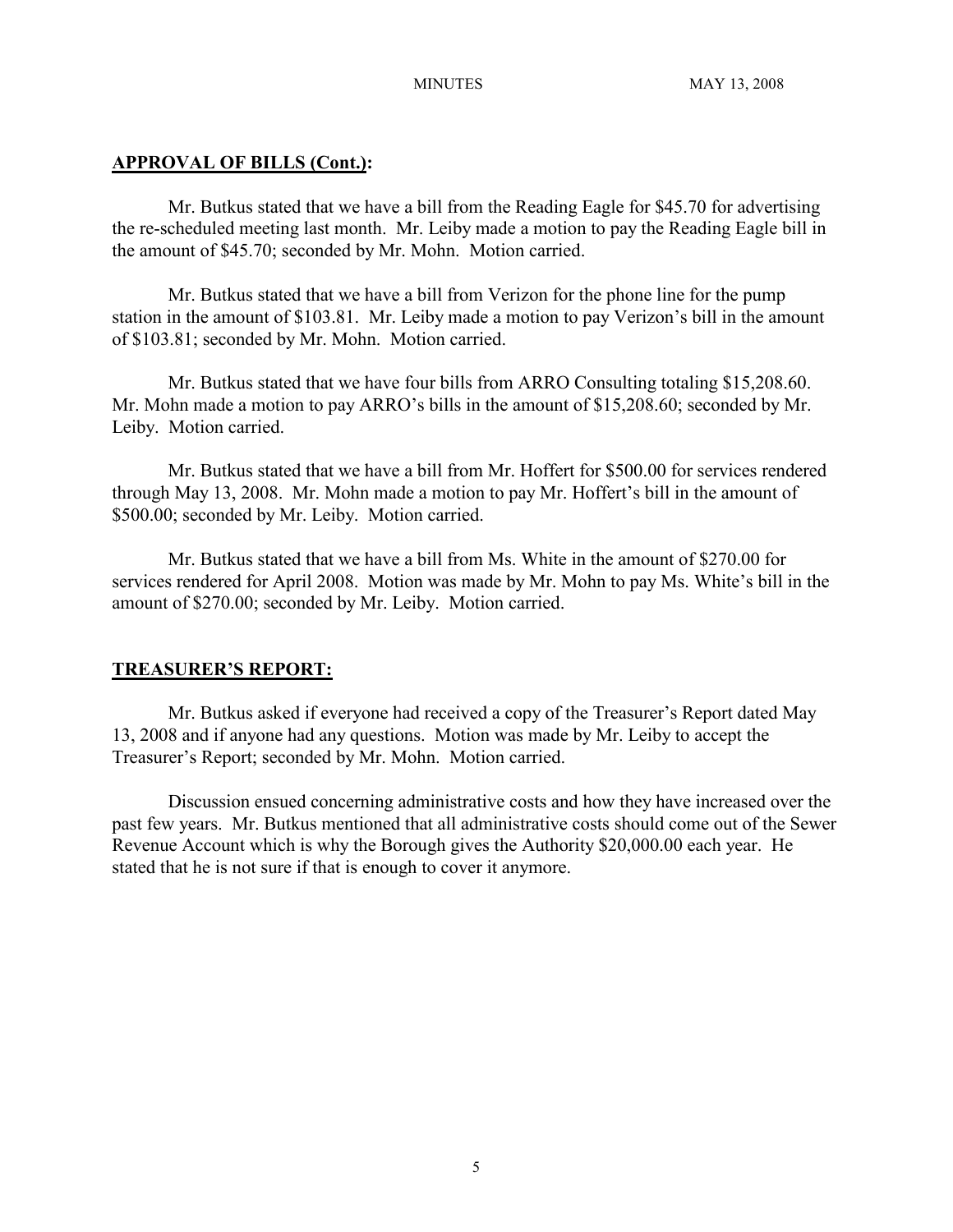**APPROVAL OF BILLS (Cont.):**

Mr. Butkus stated that we have a bill from the Reading Eagle for $45.70 for advertising the re-scheduled meeting last month. Mr. Leiby made a motion to pay the Reading Eagle bill in the amount of $45.70; seconded by Mr. Mohn. Motion carried.

Mr. Butkus stated that we have a bill from Verizon for the phone line for the pump station in the amount of $103.81. Mr. Leiby made a motion to pay Verizon's bill in the amount of $103.81; seconded by Mr. Mohn. Motion carried.

Mr. Butkus stated that we have four bills from ARRO Consulting totaling $15,208.60. Mr. Mohn made a motion to pay ARRO's bills in the amount of $15,208.60; seconded by Mr. Leiby. Motion carried.

Mr. Butkus stated that we have a bill from Mr. Hoffert for $500.00 for services rendered through May 13, 2008. Mr. Mohn made a motion to pay Mr. Hoffert's bill in the amount of $500.00; seconded by Mr. Leiby. Motion carried.

Mr. Butkus stated that we have a bill from Ms. White in the amount of $270.00 for services rendered for April 2008. Motion was made by Mr. Mohn to pay Ms. White's bill in the amount of $270.00; seconded by Mr. Leiby. Motion carried.

**TREASURER'S REPORT:**

Mr. Butkus asked if everyone had received a copy of the Treasurer's Report dated May 13, 2008 and if anyone had any questions. Motion was made by Mr. Leiby to accept the Treasurer's Report; seconded by Mr. Mohn. Motion carried.

Discussion ensued concerning administrative costs and how they have increased over the past few years. Mr. Butkus mentioned that all administrative costs should come out of the Sewer Revenue Account which is why the Borough gives the Authority $20,000.00 each year. He stated that he is not sure if that is enough to cover it anymore.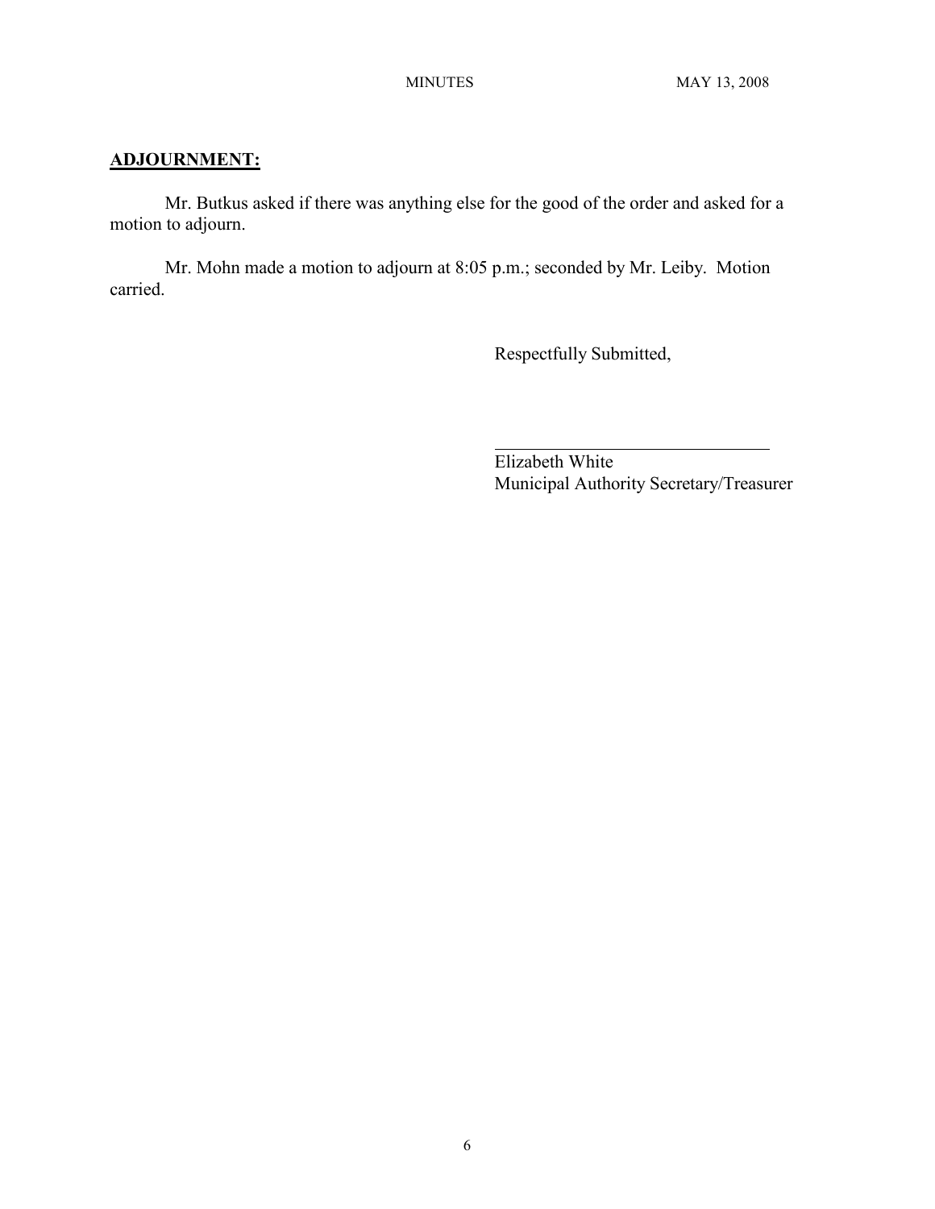**ADJOURNMENT:**

Mr. Butkus asked if there was anything else for the good of the order and asked for a motion to adjourn.

Mr. Mohn made a motion to adjourn at 8:05 p.m.; seconded by Mr. Leiby. Motion carried.

Respectfully Submitted,

Elizabeth White
Municipal Authority Secretary/Treasurer